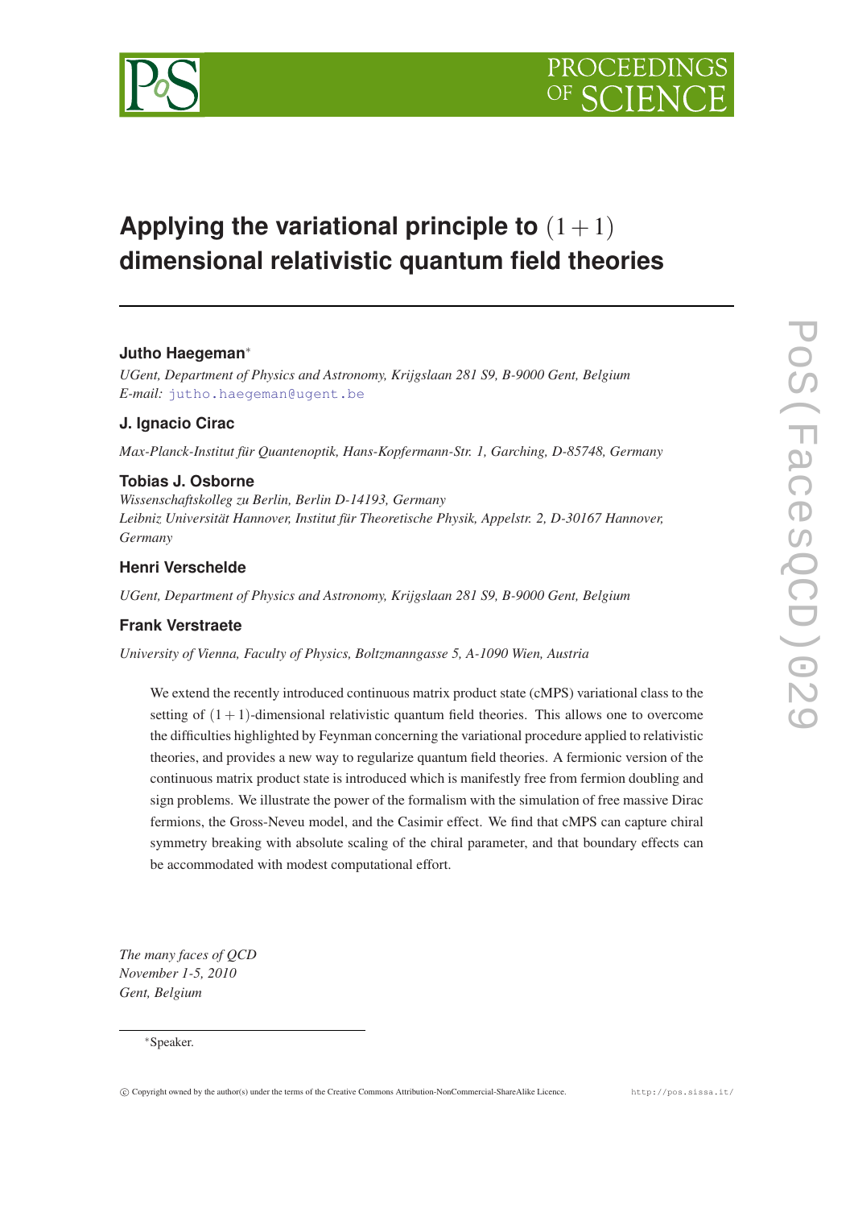# Applying the variational principle to $(1+1)$ dimensional relativistic quantum field theories

**Jutho Haegeman**[*]

*UGent, Department of Physics and Astronomy, Krijgslaan 281 S9, B-9000 Gent, Belgium*
*E-mail:* jutho.haegeman@ugent.be

**J. Ignacio Cirac**

*Max-Planck-Institut für Quantenoptik, Hans-Kopfermann-Str. 1, Garching, D-85748, Germany*

**Tobias J. Osborne**

*Wissenschaftskolleg zu Berlin, Berlin D-14193, Germany*
*Leibniz Universität Hannover, Institut für Theoretische Physik, Appelstr. 2, D-30167 Hannover, Germany*

**Henri Verschelde**

*UGent, Department of Physics and Astronomy, Krijgslaan 281 S9, B-9000 Gent, Belgium*

**Frank Verstraete**

*University of Vienna, Faculty of Physics, Boltzmanngasse 5, A-1090 Wien, Austria*

We extend the recently introduced continuous matrix product state (cMPS) variational class to the setting of $(1+1)$-dimensional relativistic quantum field theories. This allows one to overcome the difficulties highlighted by Feynman concerning the variational procedure applied to relativistic theories, and provides a new way to regularize quantum field theories. A fermionic version of the continuous matrix product state is introduced which is manifestly free from fermion doubling and sign problems. We illustrate the power of the formalism with the simulation of free massive Dirac fermions, the Gross-Neveu model, and the Casimir effect. We find that cMPS can capture chiral symmetry breaking with absolute scaling of the chiral parameter, and that boundary effects can be accommodated with modest computational effort.

*The many faces of QCD*
*November 1-5, 2010*
*Gent, Belgium*

[*] Speaker.

© Copyright owned by the author(s) under the terms of the Creative Commons Attribution-NonCommercial-ShareAlike Licence. http://pos.sissa.it/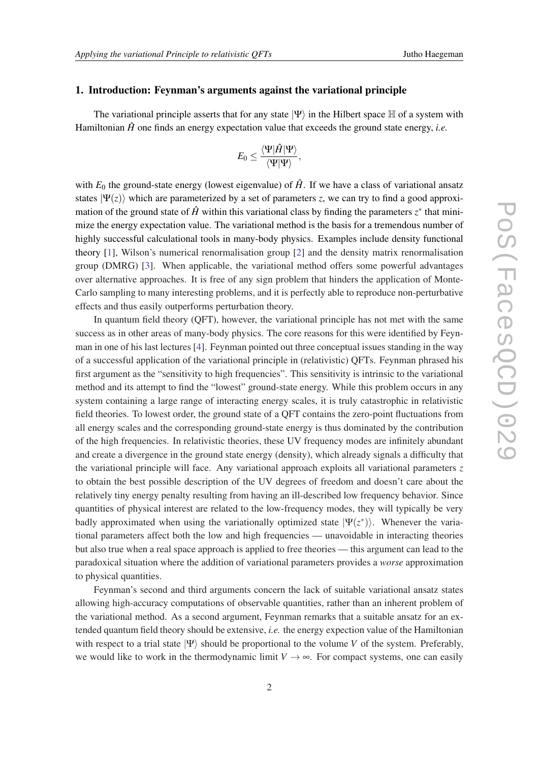## 1. Introduction: Feynman's arguments against the variational principle

The variational principle asserts that for any state $|\Psi\rangle$ in the Hilbert space $\mathbb{H}$ of a system with Hamiltonian $\hat{H}$ one finds an energy expectation value that exceeds the ground state energy, *i.e.*

$$E_0 \leq \frac{\langle\Psi|\hat{H}|\Psi\rangle}{\langle\Psi|\Psi\rangle},$$

with $E_0$ the ground-state energy (lowest eigenvalue) of $\hat{H}$. If we have a class of variational ansatz states $|\Psi(z)\rangle$ which are parameterized by a set of parameters $z$, we can try to find a good approximation of the ground state of $\hat{H}$ within this variational class by finding the parameters $z^*$ that minimize the energy expectation value. The variational method is the basis for a tremendous number of highly successful calculational tools in many-body physics. Examples include density functional theory [1], Wilson's numerical renormalisation group [2] and the density matrix renormalisation group (DMRG) [3]. When applicable, the variational method offers some powerful advantages over alternative approaches. It is free of any sign problem that hinders the application of Monte-Carlo sampling to many interesting problems, and it is perfectly able to reproduce non-perturbative effects and thus easily outperforms perturbation theory.

In quantum field theory (QFT), however, the variational principle has not met with the same success as in other areas of many-body physics. The core reasons for this were identified by Feynman in one of his last lectures [4]. Feynman pointed out three conceptual issues standing in the way of a successful application of the variational principle in (relativistic) QFTs. Feynman phrased his first argument as the "sensitivity to high frequencies". This sensitivity is intrinsic to the variational method and its attempt to find the "lowest" ground-state energy. While this problem occurs in any system containing a large range of interacting energy scales, it is truly catastrophic in relativistic field theories. To lowest order, the ground state of a QFT contains the zero-point fluctuations from all energy scales and the corresponding ground-state energy is thus dominated by the contribution of the high frequencies. In relativistic theories, these UV frequency modes are infinitely abundant and create a divergence in the ground state energy (density), which already signals a difficulty that the variational principle will face. Any variational approach exploits all variational parameters $z$ to obtain the best possible description of the UV degrees of freedom and doesn't care about the relatively tiny energy penalty resulting from having an ill-described low frequency behavior. Since quantities of physical interest are related to the low-frequency modes, they will typically be very badly approximated when using the variationally optimized state $|\Psi(z^*)\rangle$. Whenever the variational parameters affect both the low and high frequencies — unavoidable in interacting theories but also true when a real space approach is applied to free theories — this argument can lead to the paradoxical situation where the addition of variational parameters provides a *worse* approximation to physical quantities.

Feynman's second and third arguments concern the lack of suitable variational ansatz states allowing high-accuracy computations of observable quantities, rather than an inherent problem of the variational method. As a second argument, Feynman remarks that a suitable ansatz for an extended quantum field theory should be extensive, *i.e.* the energy expection value of the Hamiltonian with respect to a trial state $|\Psi\rangle$ should be proportional to the volume $V$ of the system. Preferably, we would like to work in the thermodynamic limit $V \to \infty$. For compact systems, one can easily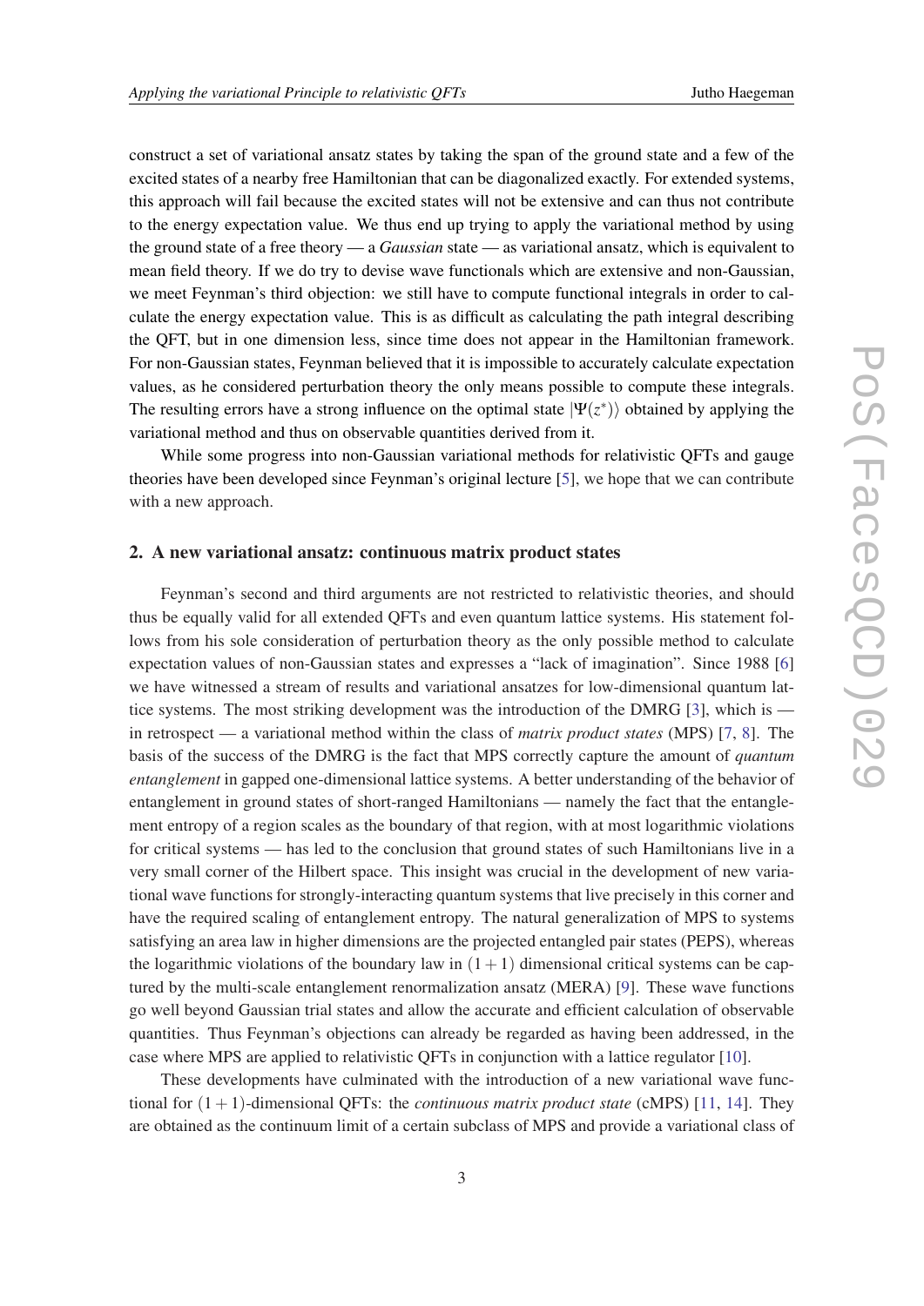construct a set of variational ansatz states by taking the span of the ground state and a few of the excited states of a nearby free Hamiltonian that can be diagonalized exactly. For extended systems, this approach will fail because the excited states will not be extensive and can thus not contribute to the energy expectation value. We thus end up trying to apply the variational method by using the ground state of a free theory — a *Gaussian* state — as variational ansatz, which is equivalent to mean field theory. If we do try to devise wave functionals which are extensive and non-Gaussian, we meet Feynman's third objection: we still have to compute functional integrals in order to calculate the energy expectation value. This is as difficult as calculating the path integral describing the QFT, but in one dimension less, since time does not appear in the Hamiltonian framework. For non-Gaussian states, Feynman believed that it is impossible to accurately calculate expectation values, as he considered perturbation theory the only means possible to compute these integrals. The resulting errors have a strong influence on the optimal state $|\Psi(z^*)\rangle$ obtained by applying the variational method and thus on observable quantities derived from it.

While some progress into non-Gaussian variational methods for relativistic QFTs and gauge theories have been developed since Feynman's original lecture [5], we hope that we can contribute with a new approach.

## 2. A new variational ansatz: continuous matrix product states

Feynman's second and third arguments are not restricted to relativistic theories, and should thus be equally valid for all extended QFTs and even quantum lattice systems. His statement follows from his sole consideration of perturbation theory as the only possible method to calculate expectation values of non-Gaussian states and expresses a "lack of imagination". Since 1988 [6] we have witnessed a stream of results and variational ansatzes for low-dimensional quantum lattice systems. The most striking development was the introduction of the DMRG [3], which is — in retrospect — a variational method within the class of *matrix product states* (MPS) [7, 8]. The basis of the success of the DMRG is the fact that MPS correctly capture the amount of *quantum entanglement* in gapped one-dimensional lattice systems. A better understanding of the behavior of entanglement in ground states of short-ranged Hamiltonians — namely the fact that the entanglement entropy of a region scales as the boundary of that region, with at most logarithmic violations for critical systems — has led to the conclusion that ground states of such Hamiltonians live in a very small corner of the Hilbert space. This insight was crucial in the development of new variational wave functions for strongly-interacting quantum systems that live precisely in this corner and have the required scaling of entanglement entropy. The natural generalization of MPS to systems satisfying an area law in higher dimensions are the projected entangled pair states (PEPS), whereas the logarithmic violations of the boundary law in $(1+1)$ dimensional critical systems can be captured by the multi-scale entanglement renormalization ansatz (MERA) [9]. These wave functions go well beyond Gaussian trial states and allow the accurate and efficient calculation of observable quantities. Thus Feynman's objections can already be regarded as having been addressed, in the case where MPS are applied to relativistic QFTs in conjunction with a lattice regulator [10].

These developments have culminated with the introduction of a new variational wave functional for $(1+1)$-dimensional QFTs: the *continuous matrix product state* (cMPS) [11, 14]. They are obtained as the continuum limit of a certain subclass of MPS and provide a variational class of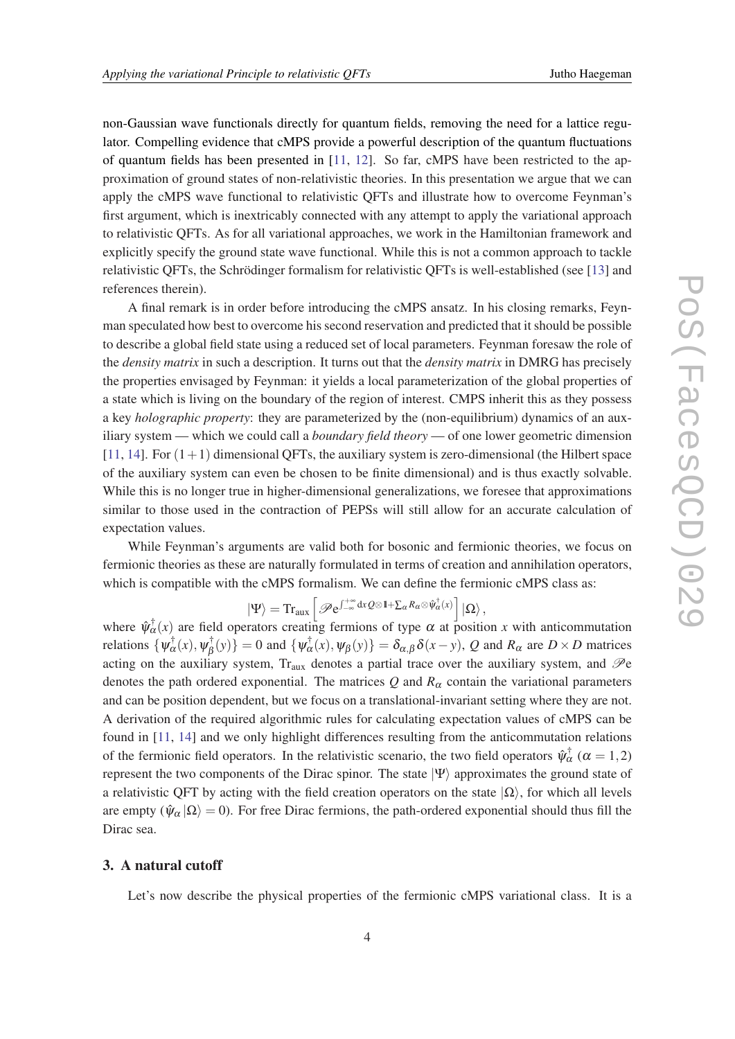non-Gaussian wave functionals directly for quantum fields, removing the need for a lattice regulator. Compelling evidence that cMPS provide a powerful description of the quantum fluctuations of quantum fields has been presented in [11, 12]. So far, cMPS have been restricted to the approximation of ground states of non-relativistic theories. In this presentation we argue that we can apply the cMPS wave functional to relativistic QFTs and illustrate how to overcome Feynman's first argument, which is inextricably connected with any attempt to apply the variational approach to relativistic QFTs. As for all variational approaches, we work in the Hamiltonian framework and explicitly specify the ground state wave functional. While this is not a common approach to tackle relativistic QFTs, the Schrödinger formalism for relativistic QFTs is well-established (see [13] and references therein).

A final remark is in order before introducing the cMPS ansatz. In his closing remarks, Feynman speculated how best to overcome his second reservation and predicted that it should be possible to describe a global field state using a reduced set of local parameters. Feynman foresaw the role of the *density matrix* in such a description. It turns out that the *density matrix* in DMRG has precisely the properties envisaged by Feynman: it yields a local parameterization of the global properties of a state which is living on the boundary of the region of interest. CMPS inherit this as they possess a key *holographic property*: they are parameterized by the (non-equilibrium) dynamics of an auxiliary system — which we could call a *boundary field theory* — of one lower geometric dimension [11, 14]. For $(1+1)$ dimensional QFTs, the auxiliary system is zero-dimensional (the Hilbert space of the auxiliary system can even be chosen to be finite dimensional) and is thus exactly solvable. While this is no longer true in higher-dimensional generalizations, we foresee that approximations similar to those used in the contraction of PEPSs will still allow for an accurate calculation of expectation values.

While Feynman's arguments are valid both for bosonic and fermionic theories, we focus on fermionic theories as these are naturally formulated in terms of creation and annihilation operators, which is compatible with the cMPS formalism. We can define the fermionic cMPS class as:

$$|\Psi\rangle = \mathrm{Tr}_{\mathrm{aux}}\left[\mathscr{P}\mathrm{e}^{\int_{-\infty}^{+\infty}\mathrm{d}x\, Q\otimes\mathbb{1}+\sum_\alpha R_\alpha\otimes\hat{\psi}_\alpha^\dagger(x)}\right]|\Omega\rangle,$$

where $\hat{\psi}_\alpha^\dagger(x)$ are field operators creating fermions of type $\alpha$ at position $x$ with anticommutation relations $\{\psi_\alpha^\dagger(x),\psi_\beta^\dagger(y)\}=0$ and $\{\psi_\alpha^\dagger(x),\psi_\beta(y)\}=\delta_{\alpha,\beta}\delta(x-y)$, $Q$ and $R_\alpha$ are $D\times D$ matrices acting on the auxiliary system, $\mathrm{Tr}_{\mathrm{aux}}$ denotes a partial trace over the auxiliary system, and $\mathscr{P}\mathrm{e}$ denotes the path ordered exponential. The matrices $Q$ and $R_\alpha$ contain the variational parameters and can be position dependent, but we focus on a translational-invariant setting where they are not. A derivation of the required algorithmic rules for calculating expectation values of cMPS can be found in [11, 14] and we only highlight differences resulting from the anticommutation relations of the fermionic field operators. In the relativistic scenario, the two field operators $\hat{\psi}_\alpha^\dagger$ ($\alpha=1,2$) represent the two components of the Dirac spinor. The state $|\Psi\rangle$ approximates the ground state of a relativistic QFT by acting with the field creation operators on the state $|\Omega\rangle$, for which all levels are empty ($\hat{\psi}_\alpha|\Omega\rangle=0$). For free Dirac fermions, the path-ordered exponential should thus fill the Dirac sea.

## 3. A natural cutoff

Let's now describe the physical properties of the fermionic cMPS variational class. It is a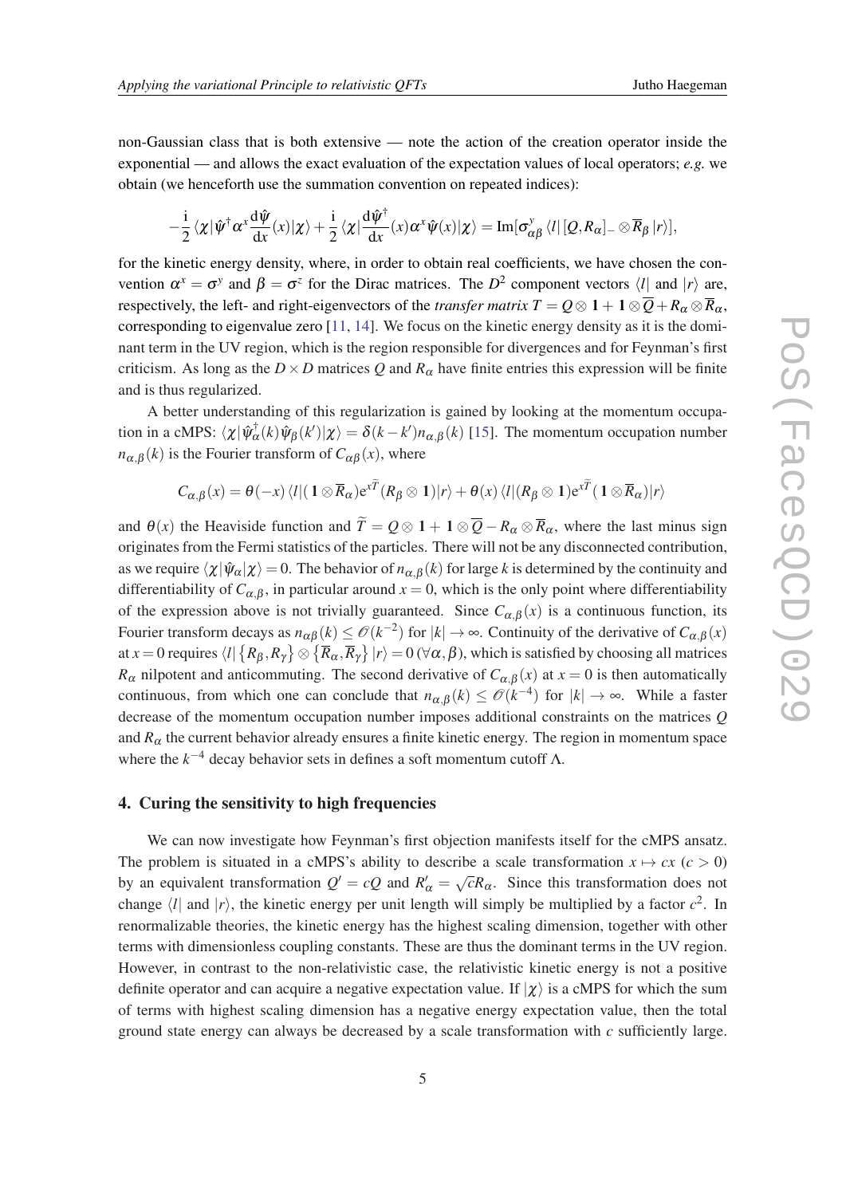non-Gaussian class that is both extensive — note the action of the creation operator inside the exponential — and allows the exact evaluation of the expectation values of local operators; *e.g.* we obtain (we henceforth use the summation convention on repeated indices):

$$-\frac{\mathrm{i}}{2}\langle\chi|\hat{\psi}^{\dagger}\alpha^{x}\frac{\mathrm{d}\hat{\psi}}{\mathrm{d}x}(x)|\chi\rangle+\frac{\mathrm{i}}{2}\langle\chi|\frac{\mathrm{d}\hat{\psi}^{\dagger}}{\mathrm{d}x}(x)\alpha^{x}\hat{\psi}(x)|\chi\rangle=\mathrm{Im}[\sigma^{y}_{\alpha\beta}\langle l|[Q,R_{\alpha}]_{-}\otimes\overline{R}_{\beta}|r\rangle],$$

for the kinetic energy density, where, in order to obtain real coefficients, we have chosen the convention $\alpha^{x}=\sigma^{y}$ and $\beta=\sigma^{z}$ for the Dirac matrices. The $D^{2}$ component vectors $\langle l|$ and $|r\rangle$ are, respectively, the left- and right-eigenvectors of the *transfer matrix* $T=Q\otimes\mathbf{1}+\mathbf{1}\otimes\overline{Q}+R_{\alpha}\otimes\overline{R}_{\alpha}$, corresponding to eigenvalue zero [11, 14]. We focus on the kinetic energy density as it is the dominant term in the UV region, which is the region responsible for divergences and for Feynman's first criticism. As long as the $D\times D$ matrices $Q$ and $R_{\alpha}$ have finite entries this expression will be finite and is thus regularized.

A better understanding of this regularization is gained by looking at the momentum occupation in a cMPS: $\langle\chi|\hat{\psi}^{\dagger}_{\alpha}(k)\hat{\psi}_{\beta}(k')|\chi\rangle=\delta(k-k')n_{\alpha,\beta}(k)$ [15]. The momentum occupation number $n_{\alpha,\beta}(k)$ is the Fourier transform of $C_{\alpha\beta}(x)$, where

$$C_{\alpha,\beta}(x)=\theta(-x)\langle l|(\mathbf{1}\otimes\overline{R}_{\alpha})\mathrm{e}^{x\widetilde{T}}(R_{\beta}\otimes\mathbf{1})|r\rangle+\theta(x)\langle l|(R_{\beta}\otimes\mathbf{1})\mathrm{e}^{x\widetilde{T}}(\mathbf{1}\otimes\overline{R}_{\alpha})|r\rangle$$

and $\theta(x)$ the Heaviside function and $\widetilde{T}=Q\otimes\mathbf{1}+\mathbf{1}\otimes\overline{Q}-R_{\alpha}\otimes\overline{R}_{\alpha}$, where the last minus sign originates from the Fermi statistics of the particles. There will not be any disconnected contribution, as we require $\langle\chi|\hat{\psi}_{\alpha}|\chi\rangle=0$. The behavior of $n_{\alpha,\beta}(k)$ for large $k$ is determined by the continuity and differentiability of $C_{\alpha,\beta}$, in particular around $x=0$, which is the only point where differentiability of the expression above is not trivially guaranteed. Since $C_{\alpha,\beta}(x)$ is a continuous function, its Fourier transform decays as $n_{\alpha\beta}(k)\leq\mathscr{O}(k^{-2})$ for $|k|\to\infty$. Continuity of the derivative of $C_{\alpha,\beta}(x)$ at $x=0$ requires $\langle l|\left\{R_{\beta},R_{\gamma}\right\}\otimes\left\{\overline{R}_{\alpha},\overline{R}_{\gamma}\right\}|r\rangle=0\;(\forall\alpha,\beta)$, which is satisfied by choosing all matrices $R_{\alpha}$ nilpotent and anticommuting. The second derivative of $C_{\alpha,\beta}(x)$ at $x=0$ is then automatically continuous, from which one can conclude that $n_{\alpha,\beta}(k)\leq\mathscr{O}(k^{-4})$ for $|k|\to\infty$. While a faster decrease of the momentum occupation number imposes additional constraints on the matrices $Q$ and $R_{\alpha}$ the current behavior already ensures a finite kinetic energy. The region in momentum space where the $k^{-4}$ decay behavior sets in defines a soft momentum cutoff $\Lambda$.

## 4. Curing the sensitivity to high frequencies

We can now investigate how Feynman's first objection manifests itself for the cMPS ansatz. The problem is situated in a cMPS's ability to describe a scale transformation $x\mapsto cx$ $(c>0)$ by an equivalent transformation $Q'=cQ$ and $R'_{\alpha}=\sqrt{c}R_{\alpha}$. Since this transformation does not change $\langle l|$ and $|r\rangle$, the kinetic energy per unit length will simply be multiplied by a factor $c^{2}$. In renormalizable theories, the kinetic energy has the highest scaling dimension, together with other terms with dimensionless coupling constants. These are thus the dominant terms in the UV region. However, in contrast to the non-relativistic case, the relativistic kinetic energy is not a positive definite operator and can acquire a negative expectation value. If $|\chi\rangle$ is a cMPS for which the sum of terms with highest scaling dimension has a negative energy expectation value, then the total ground state energy can always be decreased by a scale transformation with $c$ sufficiently large.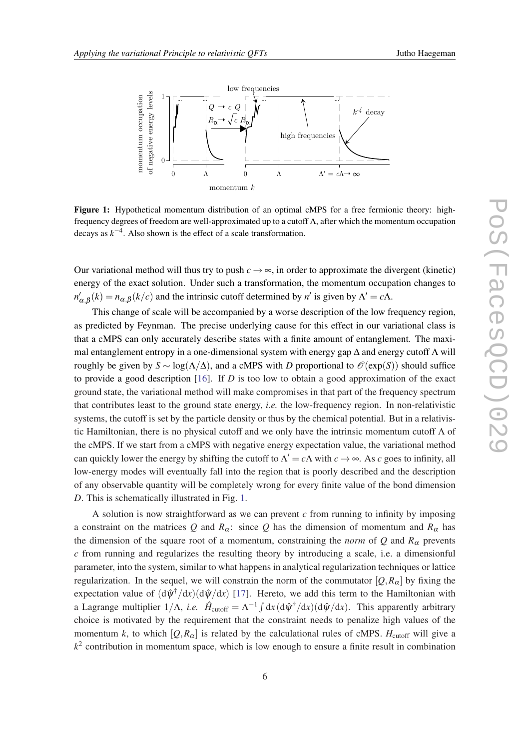**Figure 1:** Hypothetical momentum distribution of an optimal cMPS for a free fermionic theory: high-frequency degrees of freedom are well-approximated up to a cutoff $\Lambda$, after which the momentum occupation decays as $k^{-4}$. Also shown is the effect of a scale transformation.

Our variational method will thus try to push $c \to \infty$, in order to approximate the divergent (kinetic) energy of the exact solution. Under such a transformation, the momentum occupation changes to $n'_{\alpha,\beta}(k) = n_{\alpha,\beta}(k/c)$ and the intrinsic cutoff determined by $n'$ is given by $\Lambda' = c\Lambda$.

This change of scale will be accompanied by a worse description of the low frequency region, as predicted by Feynman. The precise underlying cause for this effect in our variational class is that a cMPS can only accurately describe states with a finite amount of entanglement. The maximal entanglement entropy in a one-dimensional system with energy gap $\Delta$ and energy cutoff $\Lambda$ will roughly be given by $S \sim \log(\Lambda/\Delta)$, and a cMPS with $D$ proportional to $\mathscr{O}(\exp(S))$ should suffice to provide a good description [16]. If $D$ is too low to obtain a good approximation of the exact ground state, the variational method will make compromises in that part of the frequency spectrum that contributes least to the ground state energy, *i.e.* the low-frequency region. In non-relativistic systems, the cutoff is set by the particle density or thus by the chemical potential. But in a relativistic Hamiltonian, there is no physical cutoff and we only have the intrinsic momentum cutoff $\Lambda$ of the cMPS. If we start from a cMPS with negative energy expectation value, the variational method can quickly lower the energy by shifting the cutoff to $\Lambda' = c\Lambda$ with $c \to \infty$. As $c$ goes to infinity, all low-energy modes will eventually fall into the region that is poorly described and the description of any observable quantity will be completely wrong for every finite value of the bond dimension $D$. This is schematically illustrated in Fig. 1.

A solution is now straightforward as we can prevent $c$ from running to infinity by imposing a constraint on the matrices $Q$ and $R_\alpha$: since $Q$ has the dimension of momentum and $R_\alpha$ has the dimension of the square root of a momentum, constraining the *norm* of $Q$ and $R_\alpha$ prevents $c$ from running and regularizes the resulting theory by introducing a scale, i.e. a dimensionful parameter, into the system, similar to what happens in analytical regularization techniques or lattice regularization. In the sequel, we will constrain the norm of the commutator $[Q, R_\alpha]$ by fixing the expectation value of $(\mathrm{d}\hat{\psi}^\dagger/\mathrm{d}x)(\mathrm{d}\hat{\psi}/\mathrm{d}x)$ [17]. Hereto, we add this term to the Hamiltonian with a Lagrange multiplier $1/\Lambda$, *i.e.* $\hat{H}_{\text{cutoff}} = \Lambda^{-1}\int \mathrm{d}x\,(\mathrm{d}\hat{\psi}^\dagger/\mathrm{d}x)(\mathrm{d}\hat{\psi}/\mathrm{d}x)$. This apparently arbitrary choice is motivated by the requirement that the constraint needs to penalize high values of the momentum $k$, to which $[Q, R_\alpha]$ is related by the calculational rules of cMPS. $H_{\text{cutoff}}$ will give a $k^2$ contribution in momentum space, which is low enough to ensure a finite result in combination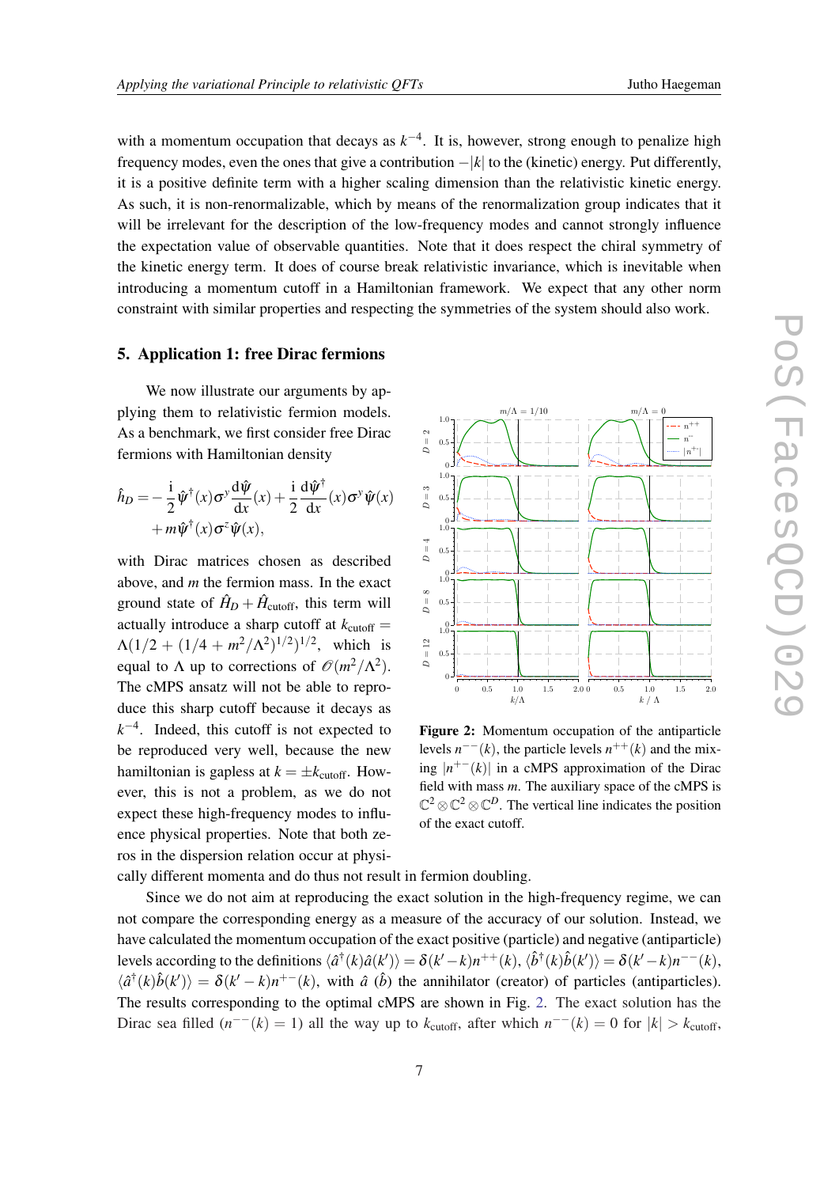with a momentum occupation that decays as $k^{-4}$. It is, however, strong enough to penalize high frequency modes, even the ones that give a contribution $-|k|$ to the (kinetic) energy. Put differently, it is a positive definite term with a higher scaling dimension than the relativistic kinetic energy. As such, it is non-renormalizable, which by means of the renormalization group indicates that it will be irrelevant for the description of the low-frequency modes and cannot strongly influence the expectation value of observable quantities. Note that it does respect the chiral symmetry of the kinetic energy term. It does of course break relativistic invariance, which is inevitable when introducing a momentum cutoff in a Hamiltonian framework. We expect that any other norm constraint with similar properties and respecting the symmetries of the system should also work.

## 5. Application 1: free Dirac fermions

We now illustrate our arguments by applying them to relativistic fermion models. As a benchmark, we first consider free Dirac fermions with Hamiltonian density

$$\hat{h}_D = -\frac{\mathrm{i}}{2}\hat{\psi}^\dagger(x)\sigma^y\frac{\mathrm{d}\hat{\psi}}{\mathrm{d}x}(x) + \frac{\mathrm{i}}{2}\frac{\mathrm{d}\hat{\psi}^\dagger}{\mathrm{d}x}(x)\sigma^y\hat{\psi}(x) + m\hat{\psi}^\dagger(x)\sigma^z\hat{\psi}(x),$$

with Dirac matrices chosen as described above, and $m$ the fermion mass. In the exact ground state of $\hat{H}_D + \hat{H}_{\text{cutoff}}$, this term will actually introduce a sharp cutoff at $k_{\text{cutoff}} = \Lambda(1/2 + (1/4 + m^2/\Lambda^2)^{1/2})^{1/2}$, which is equal to $\Lambda$ up to corrections of $\mathscr{O}(m^2/\Lambda^2)$. The cMPS ansatz will not be able to reproduce this sharp cutoff because it decays as $k^{-4}$. Indeed, this cutoff is not expected to be reproduced very well, because the new hamiltonian is gapless at $k = \pm k_{\text{cutoff}}$. However, this is not a problem, as we do not expect these high-frequency modes to influence physical properties. Note that both zeros in the dispersion relation occur at physically different momenta and do thus not result in fermion doubling.

**Figure 2:** Momentum occupation of the antiparticle levels $n^{--}(k)$, the particle levels $n^{++}(k)$ and the mixing $|n^{+-}(k)|$ in a cMPS approximation of the Dirac field with mass $m$. The auxiliary space of the cMPS is $\mathbb{C}^2 \otimes \mathbb{C}^2 \otimes \mathbb{C}^D$. The vertical line indicates the position of the exact cutoff.

Since we do not aim at reproducing the exact solution in the high-frequency regime, we can not compare the corresponding energy as a measure of the accuracy of our solution. Instead, we have calculated the momentum occupation of the exact positive (particle) and negative (antiparticle) levels according to the definitions $\langle\hat{a}^\dagger(k)\hat{a}(k')\rangle = \delta(k'-k)n^{++}(k)$, $\langle\hat{b}^\dagger(k)\hat{b}(k')\rangle = \delta(k'-k)n^{--}(k)$, $\langle\hat{a}^\dagger(k)\hat{b}(k')\rangle = \delta(k'-k)n^{+-}(k)$, with $\hat{a}$ ($\hat{b}$) the annihilator (creator) of particles (antiparticles). The results corresponding to the optimal cMPS are shown in Fig. 2. The exact solution has the Dirac sea filled ($n^{--}(k) = 1$) all the way up to $k_{\text{cutoff}}$, after which $n^{--}(k) = 0$ for $|k| > k_{\text{cutoff}}$,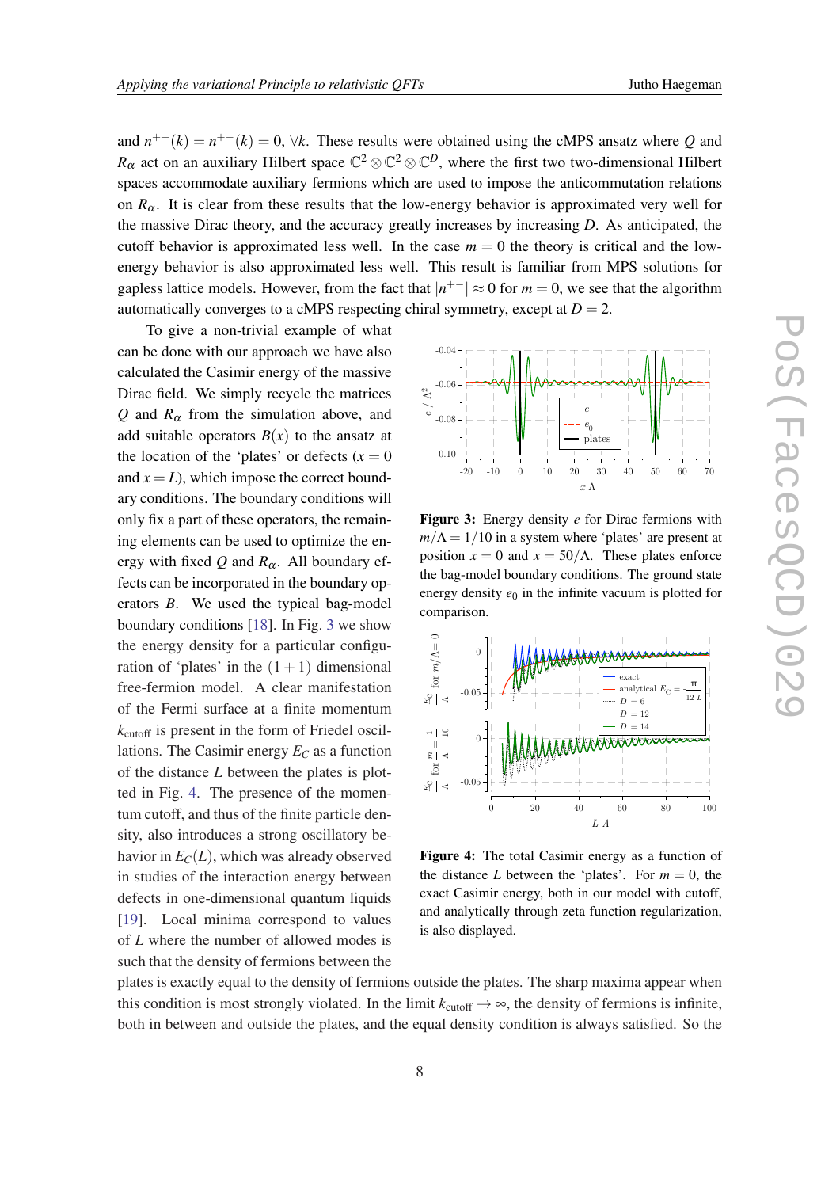and $n^{++}(k) = n^{+-}(k) = 0$, $\forall k$. These results were obtained using the cMPS ansatz where $Q$ and $R_\alpha$ act on an auxiliary Hilbert space $\mathbb{C}^2 \otimes \mathbb{C}^2 \otimes \mathbb{C}^D$, where the first two two-dimensional Hilbert spaces accommodate auxiliary fermions which are used to impose the anticommutation relations on $R_\alpha$. It is clear from these results that the low-energy behavior is approximated very well for the massive Dirac theory, and the accuracy greatly increases by increasing $D$. As anticipated, the cutoff behavior is approximated less well. In the case $m = 0$ the theory is critical and the low-energy behavior is also approximated less well. This result is familiar from MPS solutions for gapless lattice models. However, from the fact that $|n^{+-}| \approx 0$ for $m = 0$, we see that the algorithm automatically converges to a cMPS respecting chiral symmetry, except at $D = 2$.

To give a non-trivial example of what can be done with our approach we have also calculated the Casimir energy of the massive Dirac field. We simply recycle the matrices $Q$ and $R_\alpha$ from the simulation above, and add suitable operators $B(x)$ to the ansatz at the location of the 'plates' or defects ($x = 0$ and $x = L$), which impose the correct boundary conditions. The boundary conditions will only fix a part of these operators, the remaining elements can be used to optimize the energy with fixed $Q$ and $R_\alpha$. All boundary effects can be incorporated in the boundary operators $B$. We used the typical bag-model boundary conditions [18]. In Fig. 3 we show the energy density for a particular configuration of 'plates' in the $(1+1)$ dimensional free-fermion model. A clear manifestation of the Fermi surface at a finite momentum $k_{\text{cutoff}}$ is present in the form of Friedel oscillations. The Casimir energy $E_C$ as a function of the distance $L$ between the plates is plotted in Fig. 4. The presence of the momentum cutoff, and thus of the finite particle density, also introduces a strong oscillatory behavior in $E_C(L)$, which was already observed in studies of the interaction energy between defects in one-dimensional quantum liquids [19]. Local minima correspond to values of $L$ where the number of allowed modes is such that the density of fermions between the plates is exactly equal to the density of fermions outside the plates. The sharp maxima appear when this condition is most strongly violated. In the limit $k_{\text{cutoff}} \to \infty$, the density of fermions is infinite, both in between and outside the plates, and the equal density condition is always satisfied. So the

**Figure 3:** Energy density $e$ for Dirac fermions with $m/\Lambda = 1/10$ in a system where 'plates' are present at position $x = 0$ and $x = 50/\Lambda$. These plates enforce the bag-model boundary conditions. The ground state energy density $e_0$ in the infinite vacuum is plotted for comparison.

**Figure 4:** The total Casimir energy as a function of the distance $L$ between the 'plates'. For $m = 0$, the exact Casimir energy, both in our model with cutoff, and analytically through zeta function regularization, is also displayed.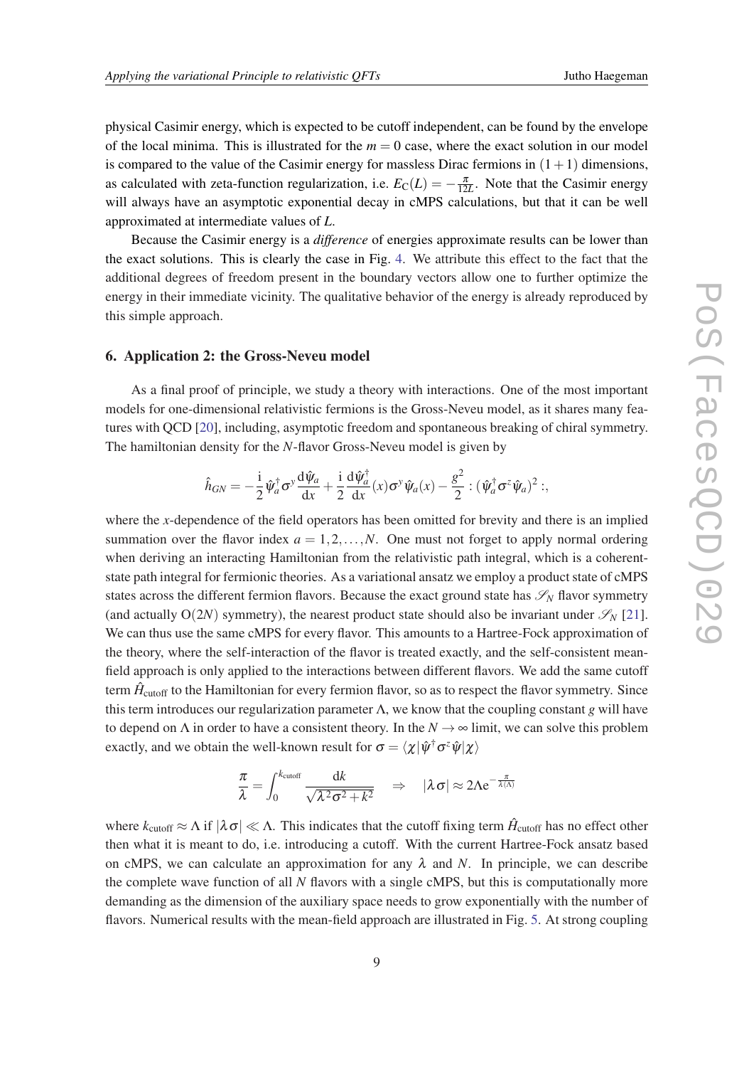physical Casimir energy, which is expected to be cutoff independent, can be found by the envelope of the local minima. This is illustrated for the $m = 0$ case, where the exact solution in our model is compared to the value of the Casimir energy for massless Dirac fermions in $(1+1)$ dimensions, as calculated with zeta-function regularization, i.e. $E_{\mathrm{C}}(L) = -\frac{\pi}{12L}$. Note that the Casimir energy will always have an asymptotic exponential decay in cMPS calculations, but that it can be well approximated at intermediate values of $L$.

Because the Casimir energy is a *difference* of energies approximate results can be lower than the exact solutions. This is clearly the case in Fig. 4. We attribute this effect to the fact that the additional degrees of freedom present in the boundary vectors allow one to further optimize the energy in their immediate vicinity. The qualitative behavior of the energy is already reproduced by this simple approach.

## 6. Application 2: the Gross-Neveu model

As a final proof of principle, we study a theory with interactions. One of the most important models for one-dimensional relativistic fermions is the Gross-Neveu model, as it shares many features with QCD [20], including, asymptotic freedom and spontaneous breaking of chiral symmetry. The hamiltonian density for the $N$-flavor Gross-Neveu model is given by

$$\hat{h}_{GN} = -\frac{\mathrm{i}}{2}\hat{\psi}_a^\dagger \sigma^y \frac{\mathrm{d}\hat{\psi}_a}{\mathrm{d}x} + \frac{\mathrm{i}}{2}\frac{\mathrm{d}\hat{\psi}_a^\dagger}{\mathrm{d}x}(x)\sigma^y \hat{\psi}_a(x) - \frac{g^2}{2} :(\hat{\psi}_a^\dagger \sigma^z \hat{\psi}_a)^2:,$$

where the $x$-dependence of the field operators has been omitted for brevity and there is an implied summation over the flavor index $a = 1, 2, \ldots, N$. One must not forget to apply normal ordering when deriving an interacting Hamiltonian from the relativistic path integral, which is a coherent-state path integral for fermionic theories. As a variational ansatz we employ a product state of cMPS states across the different fermion flavors. Because the exact ground state has $\mathscr{S}_N$ flavor symmetry (and actually $\mathrm{O}(2N)$ symmetry), the nearest product state should also be invariant under $\mathscr{S}_N$ [21]. We can thus use the same cMPS for every flavor. This amounts to a Hartree-Fock approximation of the theory, where the self-interaction of the flavor is treated exactly, and the self-consistent mean-field approach is only applied to the interactions between different flavors. We add the same cutoff term $\hat{H}_{\mathrm{cutoff}}$ to the Hamiltonian for every fermion flavor, so as to respect the flavor symmetry. Since this term introduces our regularization parameter $\Lambda$, we know that the coupling constant $g$ will have to depend on $\Lambda$ in order to have a consistent theory. In the $N \to \infty$ limit, we can solve this problem exactly, and we obtain the well-known result for $\sigma = \langle \chi | \hat{\psi}^\dagger \sigma^z \hat{\psi} | \chi \rangle$

$$\frac{\pi}{\lambda} = \int_0^{k_{\mathrm{cutoff}}} \frac{\mathrm{d}k}{\sqrt{\lambda^2\sigma^2 + k^2}} \quad \Rightarrow \quad |\lambda\sigma| \approx 2\Lambda \mathrm{e}^{-\frac{\pi}{\lambda(\Lambda)}}$$

where $k_{\mathrm{cutoff}} \approx \Lambda$ if $|\lambda\sigma| \ll \Lambda$. This indicates that the cutoff fixing term $\hat{H}_{\mathrm{cutoff}}$ has no effect other then what it is meant to do, i.e. introducing a cutoff. With the current Hartree-Fock ansatz based on cMPS, we can calculate an approximation for any $\lambda$ and $N$. In principle, we can describe the complete wave function of all $N$ flavors with a single cMPS, but this is computationally more demanding as the dimension of the auxiliary space needs to grow exponentially with the number of flavors. Numerical results with the mean-field approach are illustrated in Fig. 5. At strong coupling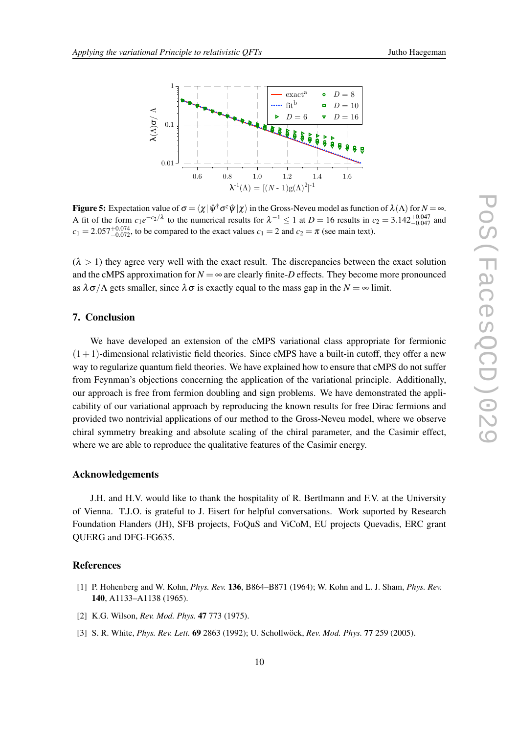**Figure 5:** Expectation value of $\sigma = \langle\chi|\,\hat{\psi}^\dagger\sigma^z\hat{\psi}\,|\chi\rangle$ in the Gross-Neveu model as function of $\lambda(\Lambda)$ for $N=\infty$. A fit of the form $c_1 e^{-c_2/\lambda}$ to the numerical results for $\lambda^{-1} \leq 1$ at $D=16$ results in $c_2 = 3.142^{+0.047}_{-0.047}$ and $c_1 = 2.057^{+0.074}_{-0.072}$, to be compared to the exact values $c_1 = 2$ and $c_2 = \pi$ (see main text).

($\lambda > 1$) they agree very well with the exact result. The discrepancies between the exact solution and the cMPS approximation for $N=\infty$ are clearly finite-$D$ effects. They become more pronounced as $\lambda\sigma/\Lambda$ gets smaller, since $\lambda\sigma$ is exactly equal to the mass gap in the $N=\infty$ limit.

## 7. Conclusion

We have developed an extension of the cMPS variational class appropriate for fermionic $(1+1)$-dimensional relativistic field theories. Since cMPS have a built-in cutoff, they offer a new way to regularize quantum field theories. We have explained how to ensure that cMPS do not suffer from Feynman's objections concerning the application of the variational principle. Additionally, our approach is free from fermion doubling and sign problems. We have demonstrated the applicability of our variational approach by reproducing the known results for free Dirac fermions and provided two nontrivial applications of our method to the Gross-Neveu model, where we observe chiral symmetry breaking and absolute scaling of the chiral parameter, and the Casimir effect, where we are able to reproduce the qualitative features of the Casimir energy.

### Acknowledgements

J.H. and H.V. would like to thank the hospitality of R. Bertlmann and F.V. at the University of Vienna. T.J.O. is grateful to J. Eisert for helpful conversations. Work suported by Research Foundation Flanders (JH), SFB projects, FoQuS and ViCoM, EU projects Quevadis, ERC grant QUERG and DFG-FG635.

### References

[1] P. Hohenberg and W. Kohn, *Phys. Rev.* **136**, B864–B871 (1964); W. Kohn and L. J. Sham, *Phys. Rev.* **140**, A1133–A1138 (1965).

[2] K.G. Wilson, *Rev. Mod. Phys.* **47** 773 (1975).

[3] S. R. White, *Phys. Rev. Lett.* **69** 2863 (1992); U. Schollwöck, *Rev. Mod. Phys.* **77** 259 (2005).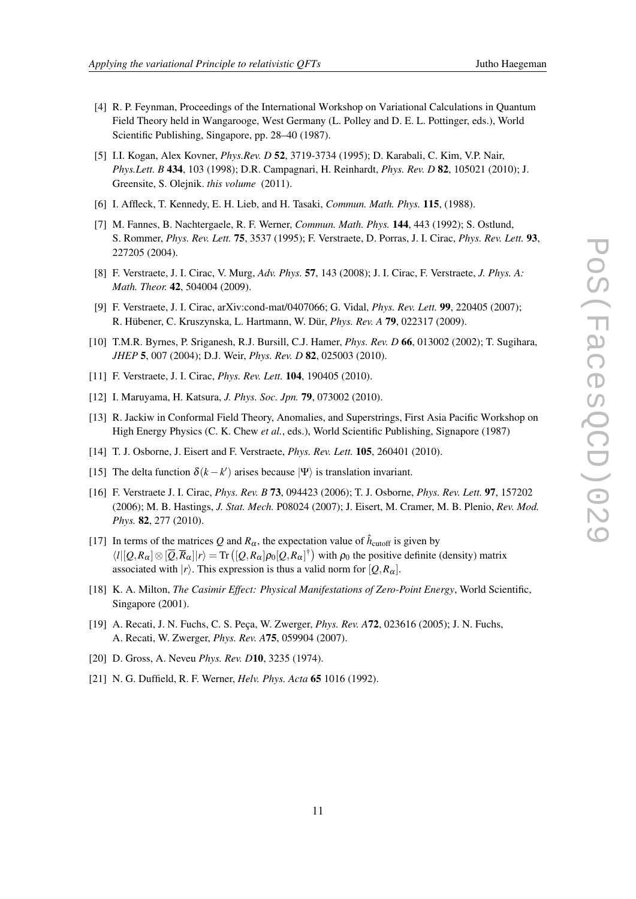[4] R. P. Feynman, Proceedings of the International Workshop on Variational Calculations in Quantum Field Theory held in Wangarooge, West Germany (L. Polley and D. E. L. Pottinger, eds.), World Scientific Publishing, Singapore, pp. 28–40 (1987).

[5] I.I. Kogan, Alex Kovner, *Phys.Rev. D* **52**, 3719-3734 (1995); D. Karabali, C. Kim, V.P. Nair, *Phys.Lett. B* **434**, 103 (1998); D.R. Campagnari, H. Reinhardt, *Phys. Rev. D* **82**, 105021 (2010); J. Greensite, S. Olejnik. *this volume* (2011).

[6] I. Affleck, T. Kennedy, E. H. Lieb, and H. Tasaki, *Commun. Math. Phys.* **115**, (1988).

[7] M. Fannes, B. Nachtergaele, R. F. Werner, *Commun. Math. Phys.* **144**, 443 (1992); S. Ostlund, S. Rommer, *Phys. Rev. Lett.* **75**, 3537 (1995); F. Verstraete, D. Porras, J. I. Cirac, *Phys. Rev. Lett.* **93**, 227205 (2004).

[8] F. Verstraete, J. I. Cirac, V. Murg, *Adv. Phys.* **57**, 143 (2008); J. I. Cirac, F. Verstraete, *J. Phys. A: Math. Theor.* **42**, 504004 (2009).

[9] F. Verstraete, J. I. Cirac, arXiv:cond-mat/0407066; G. Vidal, *Phys. Rev. Lett.* **99**, 220405 (2007); R. Hübener, C. Kruszynska, L. Hartmann, W. Dür, *Phys. Rev. A* **79**, 022317 (2009).

[10] T.M.R. Byrnes, P. Sriganesh, R.J. Bursill, C.J. Hamer, *Phys. Rev. D* **66**, 013002 (2002); T. Sugihara, *JHEP* **5**, 007 (2004); D.J. Weir, *Phys. Rev. D* **82**, 025003 (2010).

[11] F. Verstraete, J. I. Cirac, *Phys. Rev. Lett.* **104**, 190405 (2010).

[12] I. Maruyama, H. Katsura, *J. Phys. Soc. Jpn.* **79**, 073002 (2010).

[13] R. Jackiw in Conformal Field Theory, Anomalies, and Superstrings, First Asia Pacific Workshop on High Energy Physics (C. K. Chew *et al.*, eds.), World Scientific Publishing, Signapore (1987)

[14] T. J. Osborne, J. Eisert and F. Verstraete, *Phys. Rev. Lett.* **105**, 260401 (2010).

[15] The delta function $\delta(k-k')$ arises because $|\Psi\rangle$ is translation invariant.

[16] F. Verstraete J. I. Cirac, *Phys. Rev. B* **73**, 094423 (2006); T. J. Osborne, *Phys. Rev. Lett.* **97**, 157202 (2006); M. B. Hastings, *J. Stat. Mech.* P08024 (2007); J. Eisert, M. Cramer, M. B. Plenio, *Rev. Mod. Phys.* **82**, 277 (2010).

[17] In terms of the matrices $Q$ and $R_\alpha$, the expectation value of $\hat{h}_{\mathrm{cutoff}}$ is given by $\langle l|[Q,R_\alpha]\otimes[\overline{Q},\overline{R}_\alpha]|r\rangle = \mathrm{Tr}\left([Q,R_\alpha]\rho_0[Q,R_\alpha]^\dagger\right)$ with $\rho_0$ the positive definite (density) matrix associated with $|r\rangle$. This expression is thus a valid norm for $[Q,R_\alpha]$.

[18] K. A. Milton, *The Casimir Effect: Physical Manifestations of Zero-Point Energy*, World Scientific, Singapore (2001).

[19] A. Recati, J. N. Fuchs, C. S. Peça, W. Zwerger, *Phys. Rev. A***72**, 023616 (2005); J. N. Fuchs, A. Recati, W. Zwerger, *Phys. Rev. A***75**, 059904 (2007).

[20] D. Gross, A. Neveu *Phys. Rev. D***10**, 3235 (1974).

[21] N. G. Duffield, R. F. Werner, *Helv. Phys. Acta* **65** 1016 (1992).